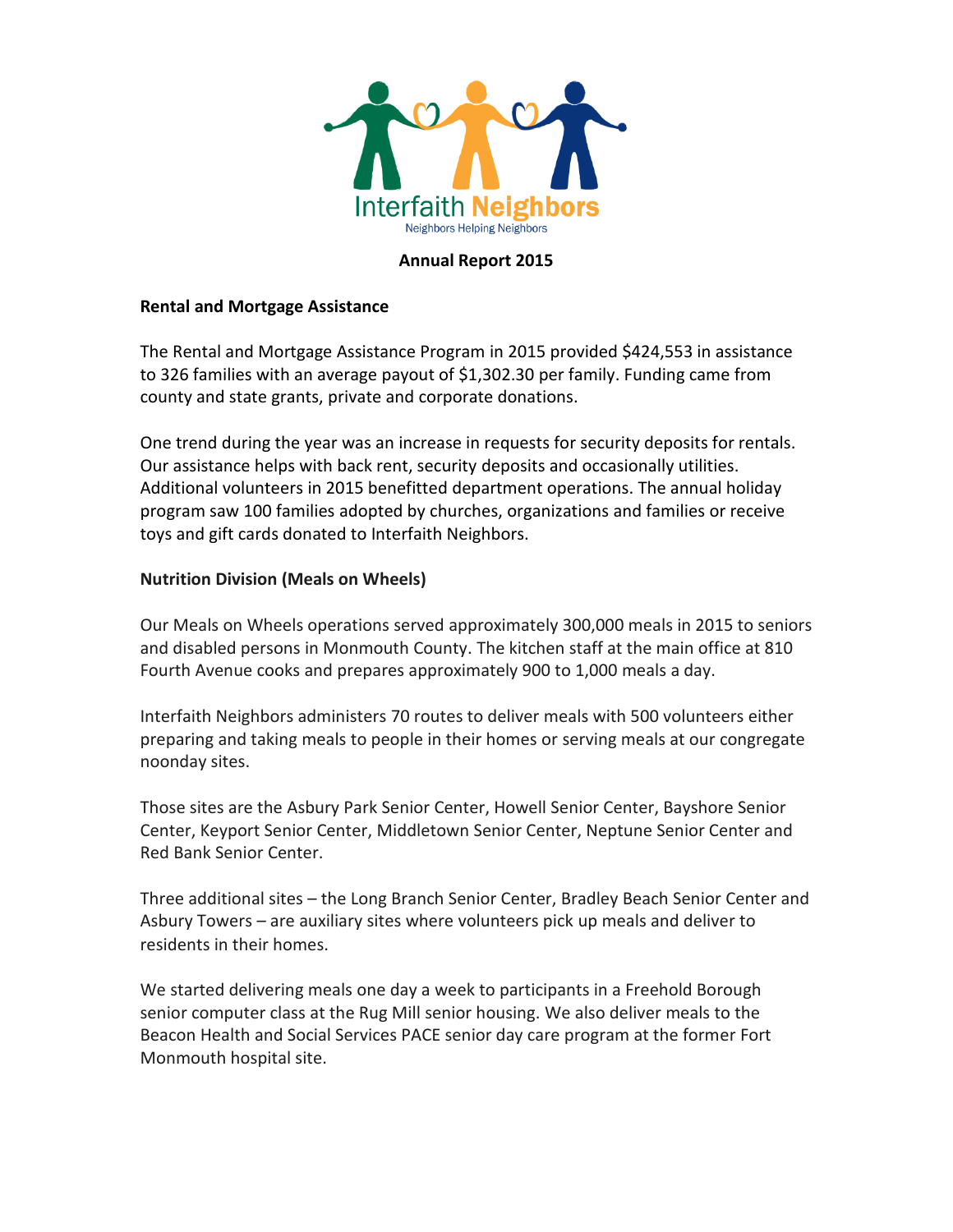Interfaith Neighbors

Neighbors Helping Neighbors

# Annual Report 2015

## Rental and Mortgage Assistance

The Rental and Mortgage Assistance Program in 2015 provided $424,553 in assistance to 326 families with an average payout of $1,302.30 per family. Funding came from county and state grants, private and corporate donations.

One trend during the year was an increase in requests for security deposits for rentals. Our assistance helps with back rent, security deposits and occasionally utilities. Additional volunteers in 2015 benefitted department operations. The annual holiday program saw 100 families adopted by churches, organizations and families or receive toys and gift cards donated to Interfaith Neighbors.

## Nutrition Division (Meals on Wheels)

Our Meals on Wheels operations served approximately 300,000 meals in 2015 to seniors and disabled persons in Monmouth County. The kitchen staff at the main office at 810 Fourth Avenue cooks and prepares approximately 900 to 1,000 meals a day.

Interfaith Neighbors administers 70 routes to deliver meals with 500 volunteers either preparing and taking meals to people in their homes or serving meals at our congregate noonday sites.

Those sites are the Asbury Park Senior Center, Howell Senior Center, Bayshore Senior Center, Keyport Senior Center, Middletown Senior Center, Neptune Senior Center and Red Bank Senior Center.

Three additional sites – the Long Branch Senior Center, Bradley Beach Senior Center and Asbury Towers – are auxiliary sites where volunteers pick up meals and deliver to residents in their homes.

We started delivering meals one day a week to participants in a Freehold Borough senior computer class at the Rug Mill senior housing. We also deliver meals to the Beacon Health and Social Services PACE senior day care program at the former Fort Monmouth hospital site.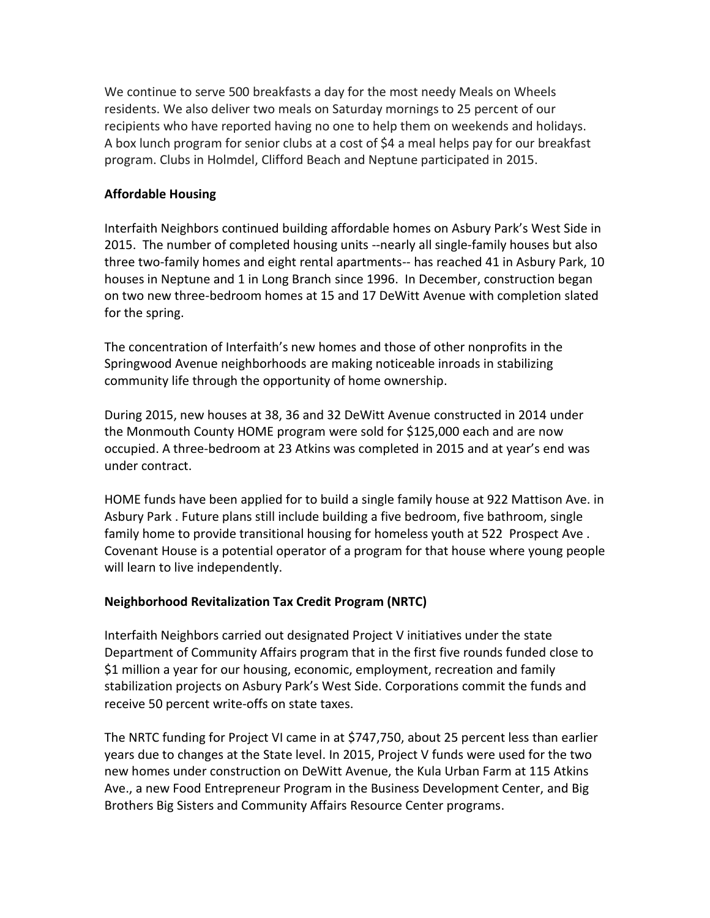We continue to serve 500 breakfasts a day for the most needy Meals on Wheels residents. We also deliver two meals on Saturday mornings to 25 percent of our recipients who have reported having no one to help them on weekends and holidays. A box lunch program for senior clubs at a cost of $4 a meal helps pay for our breakfast program. Clubs in Holmdel, Clifford Beach and Neptune participated in 2015.

**Affordable Housing**

Interfaith Neighbors continued building affordable homes on Asbury Park's West Side in 2015. The number of completed housing units --nearly all single-family houses but also three two-family homes and eight rental apartments-- has reached 41 in Asbury Park, 10 houses in Neptune and 1 in Long Branch since 1996. In December, construction began on two new three-bedroom homes at 15 and 17 DeWitt Avenue with completion slated for the spring.

The concentration of Interfaith's new homes and those of other nonprofits in the Springwood Avenue neighborhoods are making noticeable inroads in stabilizing community life through the opportunity of home ownership.

During 2015, new houses at 38, 36 and 32 DeWitt Avenue constructed in 2014 under the Monmouth County HOME program were sold for $125,000 each and are now occupied. A three-bedroom at 23 Atkins was completed in 2015 and at year's end was under contract.

HOME funds have been applied for to build a single family house at 922 Mattison Ave. in Asbury Park . Future plans still include building a five bedroom, five bathroom, single family home to provide transitional housing for homeless youth at 522 Prospect Ave . Covenant House is a potential operator of a program for that house where young people will learn to live independently.

**Neighborhood Revitalization Tax Credit Program (NRTC)**

Interfaith Neighbors carried out designated Project V initiatives under the state Department of Community Affairs program that in the first five rounds funded close to $1 million a year for our housing, economic, employment, recreation and family stabilization projects on Asbury Park's West Side. Corporations commit the funds and receive 50 percent write-offs on state taxes.

The NRTC funding for Project VI came in at $747,750, about 25 percent less than earlier years due to changes at the State level. In 2015, Project V funds were used for the two new homes under construction on DeWitt Avenue, the Kula Urban Farm at 115 Atkins Ave., a new Food Entrepreneur Program in the Business Development Center, and Big Brothers Big Sisters and Community Affairs Resource Center programs.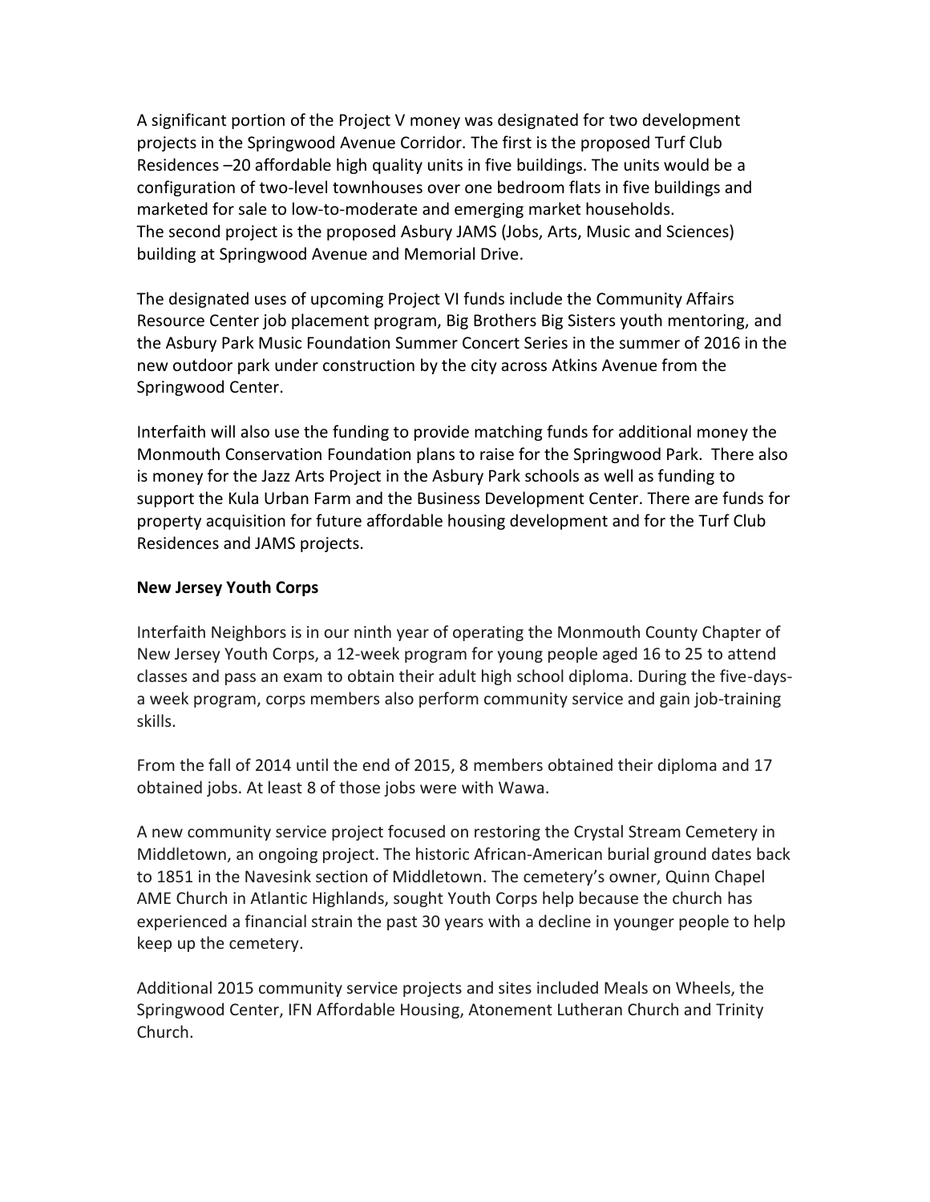A significant portion of the Project V money was designated for two development projects in the Springwood Avenue Corridor. The first is the proposed Turf Club Residences –20 affordable high quality units in five buildings. The units would be a configuration of two-level townhouses over one bedroom flats in five buildings and marketed for sale to low-to-moderate and emerging market households.
The second project is the proposed Asbury JAMS (Jobs, Arts, Music and Sciences) building at Springwood Avenue and Memorial Drive.

The designated uses of upcoming Project VI funds include the Community Affairs Resource Center job placement program, Big Brothers Big Sisters youth mentoring, and the Asbury Park Music Foundation Summer Concert Series in the summer of 2016 in the new outdoor park under construction by the city across Atkins Avenue from the Springwood Center.

Interfaith will also use the funding to provide matching funds for additional money the Monmouth Conservation Foundation plans to raise for the Springwood Park. There also is money for the Jazz Arts Project in the Asbury Park schools as well as funding to support the Kula Urban Farm and the Business Development Center. There are funds for property acquisition for future affordable housing development and for the Turf Club Residences and JAMS projects.

**New Jersey Youth Corps**

Interfaith Neighbors is in our ninth year of operating the Monmouth County Chapter of New Jersey Youth Corps, a 12-week program for young people aged 16 to 25 to attend classes and pass an exam to obtain their adult high school diploma. During the five-days-a week program, corps members also perform community service and gain job-training skills.

From the fall of 2014 until the end of 2015, 8 members obtained their diploma and 17 obtained jobs. At least 8 of those jobs were with Wawa.

A new community service project focused on restoring the Crystal Stream Cemetery in Middletown, an ongoing project. The historic African-American burial ground dates back to 1851 in the Navesink section of Middletown. The cemetery's owner, Quinn Chapel AME Church in Atlantic Highlands, sought Youth Corps help because the church has experienced a financial strain the past 30 years with a decline in younger people to help keep up the cemetery.

Additional 2015 community service projects and sites included Meals on Wheels, the Springwood Center, IFN Affordable Housing, Atonement Lutheran Church and Trinity Church.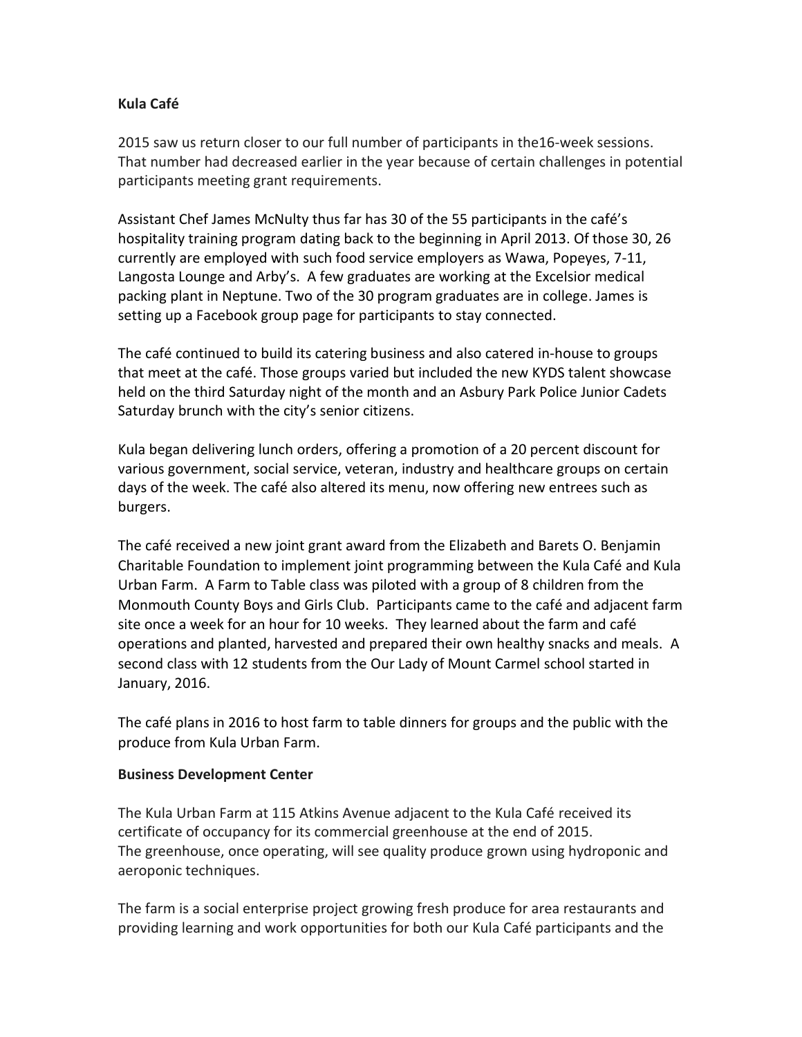**Kula Café**

2015 saw us return closer to our full number of participants in the16-week sessions. That number had decreased earlier in the year because of certain challenges in potential participants meeting grant requirements.

Assistant Chef James McNulty thus far has 30 of the 55 participants in the café's hospitality training program dating back to the beginning in April 2013. Of those 30, 26 currently are employed with such food service employers as Wawa, Popeyes, 7-11, Langosta Lounge and Arby's. A few graduates are working at the Excelsior medical packing plant in Neptune. Two of the 30 program graduates are in college. James is setting up a Facebook group page for participants to stay connected.

The café continued to build its catering business and also catered in-house to groups that meet at the café. Those groups varied but included the new KYDS talent showcase held on the third Saturday night of the month and an Asbury Park Police Junior Cadets Saturday brunch with the city's senior citizens.

Kula began delivering lunch orders, offering a promotion of a 20 percent discount for various government, social service, veteran, industry and healthcare groups on certain days of the week. The café also altered its menu, now offering new entrees such as burgers.

The café received a new joint grant award from the Elizabeth and Barets O. Benjamin Charitable Foundation to implement joint programming between the Kula Café and Kula Urban Farm. A Farm to Table class was piloted with a group of 8 children from the Monmouth County Boys and Girls Club. Participants came to the café and adjacent farm site once a week for an hour for 10 weeks. They learned about the farm and café operations and planted, harvested and prepared their own healthy snacks and meals. A second class with 12 students from the Our Lady of Mount Carmel school started in January, 2016.

The café plans in 2016 to host farm to table dinners for groups and the public with the produce from Kula Urban Farm.

**Business Development Center**

The Kula Urban Farm at 115 Atkins Avenue adjacent to the Kula Café received its certificate of occupancy for its commercial greenhouse at the end of 2015.
The greenhouse, once operating, will see quality produce grown using hydroponic and aeroponic techniques.

The farm is a social enterprise project growing fresh produce for area restaurants and providing learning and work opportunities for both our Kula Café participants and the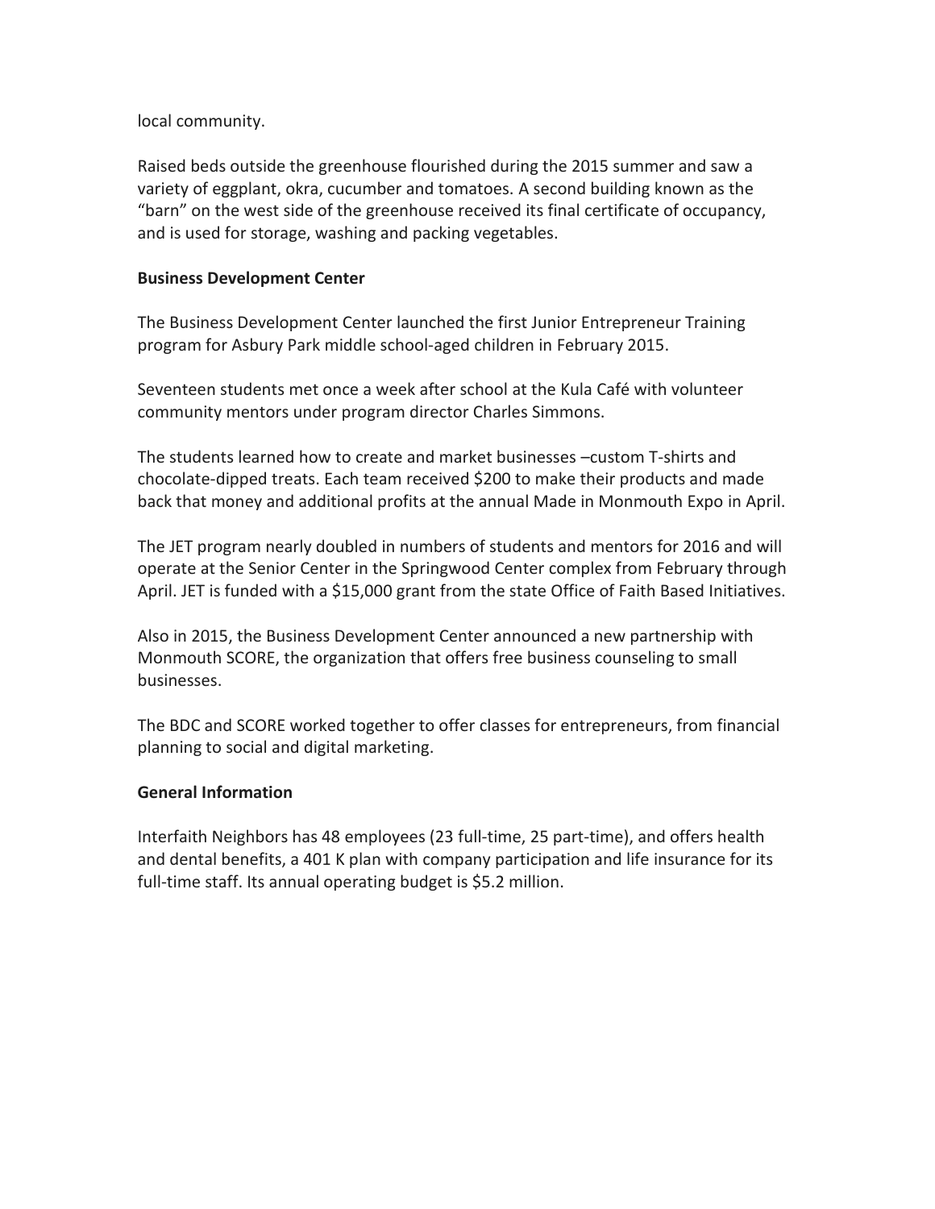local community.

Raised beds outside the greenhouse flourished during the 2015 summer and saw a variety of eggplant, okra, cucumber and tomatoes. A second building known as the "barn" on the west side of the greenhouse received its final certificate of occupancy, and is used for storage, washing and packing vegetables.

**Business Development Center**

The Business Development Center launched the first Junior Entrepreneur Training program for Asbury Park middle school-aged children in February 2015.

Seventeen students met once a week after school at the Kula Café with volunteer community mentors under program director Charles Simmons.

The students learned how to create and market businesses –custom T-shirts and chocolate-dipped treats. Each team received $200 to make their products and made back that money and additional profits at the annual Made in Monmouth Expo in April.

The JET program nearly doubled in numbers of students and mentors for 2016 and will operate at the Senior Center in the Springwood Center complex from February through April. JET is funded with a $15,000 grant from the state Office of Faith Based Initiatives.

Also in 2015, the Business Development Center announced a new partnership with Monmouth SCORE, the organization that offers free business counseling to small businesses.

The BDC and SCORE worked together to offer classes for entrepreneurs, from financial planning to social and digital marketing.

**General Information**

Interfaith Neighbors has 48 employees (23 full-time, 25 part-time), and offers health and dental benefits, a 401 K plan with company participation and life insurance for its full-time staff. Its annual operating budget is $5.2 million.